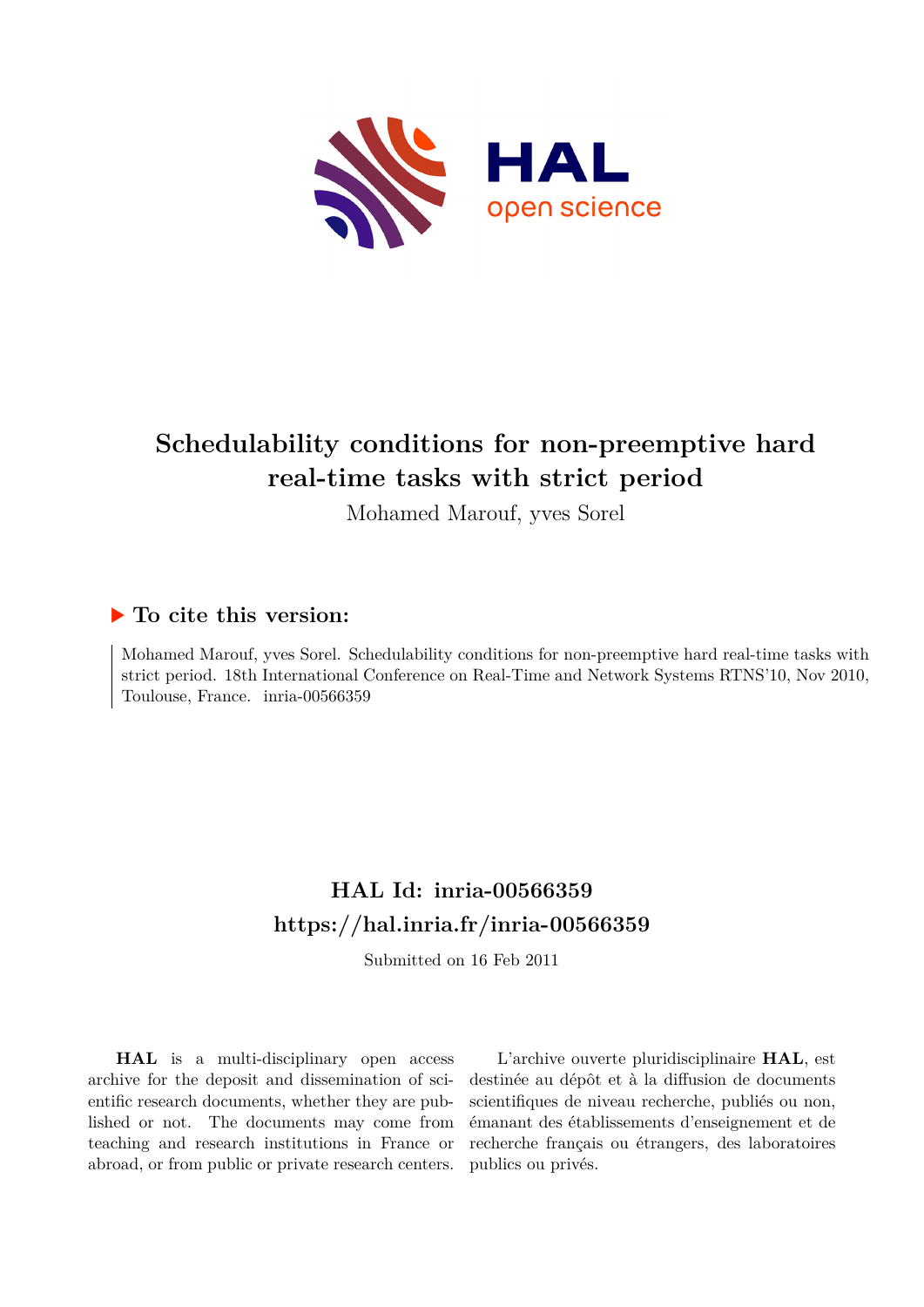# Schedulability conditions for non-preemptive hard real-time tasks with strict period

Mohamed Marouf, yves Sorel

## ▶ To cite this version:

Mohamed Marouf, yves Sorel. Schedulability conditions for non-preemptive hard real-time tasks with strict period. 18th International Conference on Real-Time and Network Systems RTNS'10, Nov 2010, Toulouse, France. inria-00566359

## HAL Id: inria-00566359

## https://hal.inria.fr/inria-00566359

Submitted on 16 Feb 2011

**HAL** is a multi-disciplinary open access archive for the deposit and dissemination of scientific research documents, whether they are published or not. The documents may come from teaching and research institutions in France or abroad, or from public or private research centers.

L'archive ouverte pluridisciplinaire **HAL**, est destinée au dépôt et à la diffusion de documents scientifiques de niveau recherche, publiés ou non, émanant des établissements d'enseignement et de recherche français ou étrangers, des laboratoires publics ou privés.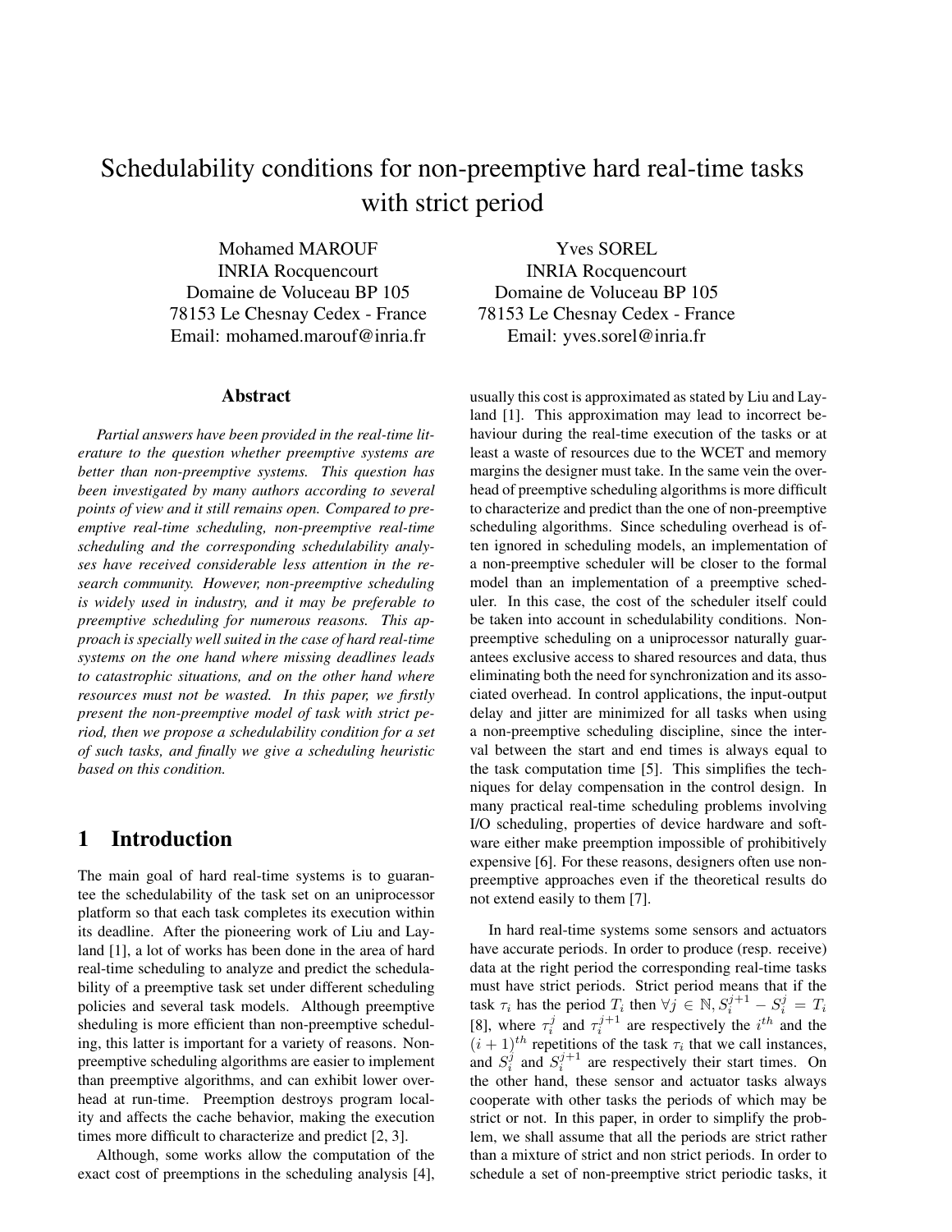# Schedulability conditions for non-preemptive hard real-time tasks with strict period

Mohamed MAROUF
INRIA Rocquencourt
Domaine de Voluceau BP 105
78153 Le Chesnay Cedex - France
Email: mohamed.marouf@inria.fr

Yves SOREL
INRIA Rocquencourt
Domaine de Voluceau BP 105
78153 Le Chesnay Cedex - France
Email: yves.sorel@inria.fr

## Abstract

*Partial answers have been provided in the real-time literature to the question whether preemptive systems are better than non-preemptive systems. This question has been investigated by many authors according to several points of view and it still remains open. Compared to preemptive real-time scheduling, non-preemptive real-time scheduling and the corresponding schedulability analyses have received considerable less attention in the research community. However, non-preemptive scheduling is widely used in industry, and it may be preferable to preemptive scheduling for numerous reasons. This approach is specially well suited in the case of hard real-time systems on the one hand where missing deadlines leads to catastrophic situations, and on the other hand where resources must not be wasted. In this paper, we firstly present the non-preemptive model of task with strict period, then we propose a schedulability condition for a set of such tasks, and finally we give a scheduling heuristic based on this condition.*

## 1 Introduction

The main goal of hard real-time systems is to guarantee the schedulability of the task set on an uniprocessor platform so that each task completes its execution within its deadline. After the pioneering work of Liu and Layland [1], a lot of works has been done in the area of hard real-time scheduling to analyze and predict the schedulability of a preemptive task set under different scheduling policies and several task models. Although preemptive sheduling is more efficient than non-preemptive scheduling, this latter is important for a variety of reasons. Non-preemptive scheduling algorithms are easier to implement than preemptive algorithms, and can exhibit lower overhead at run-time. Preemption destroys program locality and affects the cache behavior, making the execution times more difficult to characterize and predict [2, 3].

Although, some works allow the computation of the exact cost of preemptions in the scheduling analysis [4], usually this cost is approximated as stated by Liu and Layland [1]. This approximation may lead to incorrect behaviour during the real-time execution of the tasks or at least a waste of resources due to the WCET and memory margins the designer must take. In the same vein the overhead of preemptive scheduling algorithms is more difficult to characterize and predict than the one of non-preemptive scheduling algorithms. Since scheduling overhead is often ignored in scheduling models, an implementation of a non-preemptive scheduler will be closer to the formal model than an implementation of a preemptive scheduler. In this case, the cost of the scheduler itself could be taken into account in schedulability conditions. Non-preemptive scheduling on a uniprocessor naturally guarantees exclusive access to shared resources and data, thus eliminating both the need for synchronization and its associated overhead. In control applications, the input-output delay and jitter are minimized for all tasks when using a non-preemptive scheduling discipline, since the interval between the start and end times is always equal to the task computation time [5]. This simplifies the techniques for delay compensation in the control design. In many practical real-time scheduling problems involving I/O scheduling, properties of device hardware and software either make preemption impossible of prohibitively expensive [6]. For these reasons, designers often use non-preemptive approaches even if the theoretical results do not extend easily to them [7].

In hard real-time systems some sensors and actuators have accurate periods. In order to produce (resp. receive) data at the right period the corresponding real-time tasks must have strict periods. Strict period means that if the task $\tau_i$ has the period $T_i$ then $\forall j \in \mathbb{N}, S_i^{j+1} - S_i^j = T_i$ [8], where $\tau_i^j$ and $\tau_i^{j+1}$ are respectively the $i^{th}$ and the $(i+1)^{th}$ repetitions of the task $\tau_i$ that we call instances, and $S_i^j$ and $S_i^{j+1}$ are respectively their start times. On the other hand, these sensor and actuator tasks always cooperate with other tasks the periods of which may be strict or not. In this paper, in order to simplify the problem, we shall assume that all the periods are strict rather than a mixture of strict and non strict periods. In order to schedule a set of non-preemptive strict periodic tasks, it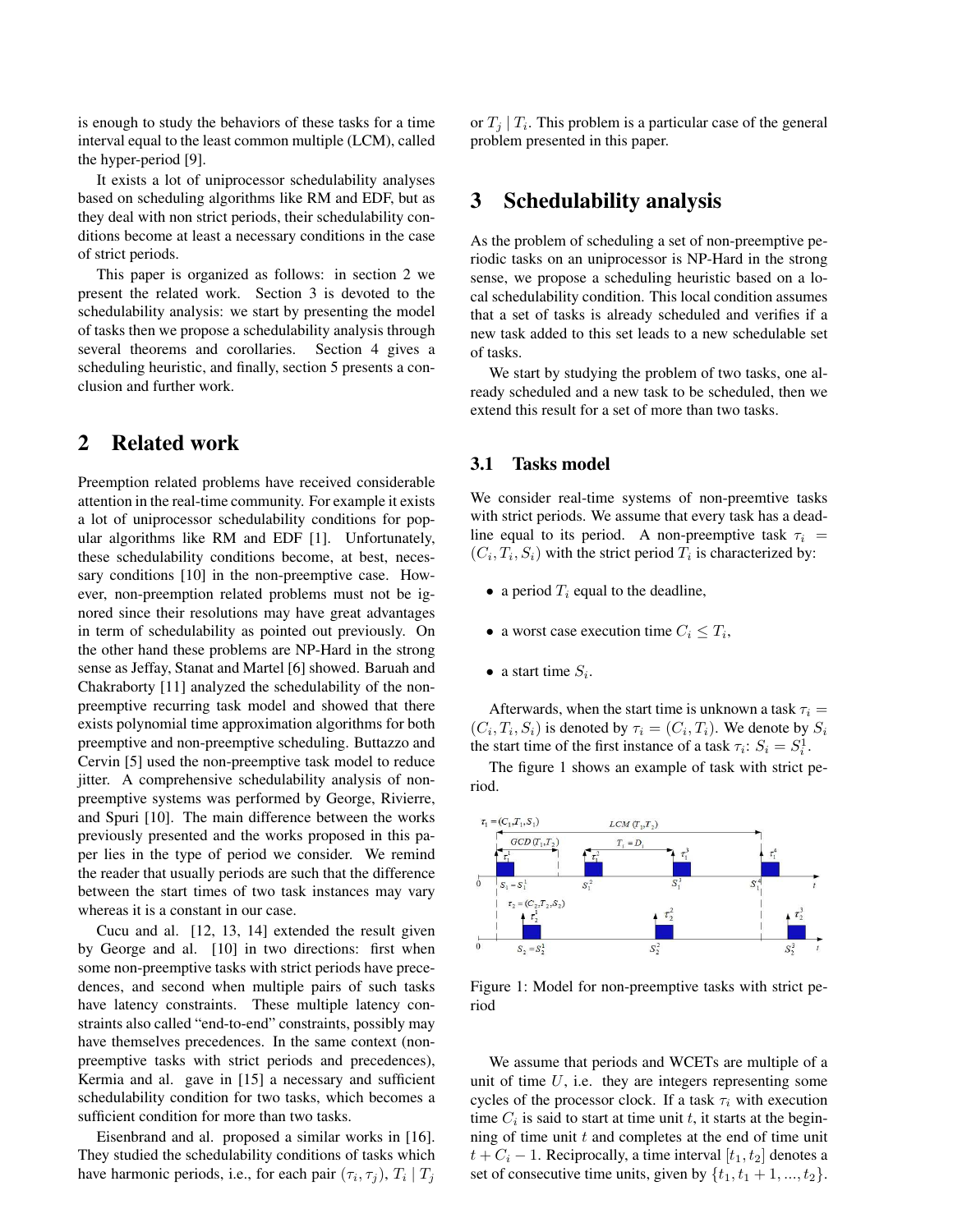is enough to study the behaviors of these tasks for a time interval equal to the least common multiple (LCM), called the hyper-period [9].

It exists a lot of uniprocessor schedulability analyses based on scheduling algorithms like RM and EDF, but as they deal with non strict periods, their schedulability conditions become at least a necessary conditions in the case of strict periods.

This paper is organized as follows: in section 2 we present the related work. Section 3 is devoted to the schedulability analysis: we start by presenting the model of tasks then we propose a schedulability analysis through several theorems and corollaries. Section 4 gives a scheduling heuristic, and finally, section 5 presents a conclusion and further work.

## 2 Related work

Preemption related problems have received considerable attention in the real-time community. For example it exists a lot of uniprocessor schedulability conditions for popular algorithms like RM and EDF [1]. Unfortunately, these schedulability conditions become, at best, necessary conditions [10] in the non-preemptive case. However, non-preemption related problems must not be ignored since their resolutions may have great advantages in term of schedulability as pointed out previously. On the other hand these problems are NP-Hard in the strong sense as Jeffay, Stanat and Martel [6] showed. Baruah and Chakraborty [11] analyzed the schedulability of the non-preemptive recurring task model and showed that there exists polynomial time approximation algorithms for both preemptive and non-preemptive scheduling. Buttazzo and Cervin [5] used the non-preemptive task model to reduce jitter. A comprehensive schedulability analysis of non-preemptive systems was performed by George, Rivierre, and Spuri [10]. The main difference between the works previously presented and the works proposed in this paper lies in the type of period we consider. We remind the reader that usually periods are such that the difference between the start times of two task instances may vary whereas it is a constant in our case.

Cucu and al. [12, 13, 14] extended the result given by George and al. [10] in two directions: first when some non-preemptive tasks with strict periods have precedences, and second when multiple pairs of such tasks have latency constraints. These multiple latency constraints also called "end-to-end" constraints, possibly may have themselves precedences. In the same context (non-preemptive tasks with strict periods and precedences), Kermia and al. gave in [15] a necessary and sufficient schedulability condition for two tasks, which becomes a sufficient condition for more than two tasks.

Eisenbrand and al. proposed a similar works in [16]. They studied the schedulability conditions of tasks which have harmonic periods, i.e., for each pair $(\tau_i, \tau_j)$, $T_i \mid T_j$ or $T_j \mid T_i$. This problem is a particular case of the general problem presented in this paper.

## 3 Schedulability analysis

As the problem of scheduling a set of non-preemptive periodic tasks on an uniprocessor is NP-Hard in the strong sense, we propose a scheduling heuristic based on a local schedulability condition. This local condition assumes that a set of tasks is already scheduled and verifies if a new task added to this set leads to a new schedulable set of tasks.

We start by studying the problem of two tasks, one already scheduled and a new task to be scheduled, then we extend this result for a set of more than two tasks.

### 3.1 Tasks model

We consider real-time systems of non-preemtive tasks with strict periods. We assume that every task has a deadline equal to its period. A non-preemptive task $\tau_i = (C_i, T_i, S_i)$ with the strict period $T_i$ is characterized by:

- a period $T_i$ equal to the deadline,
- a worst case execution time $C_i \leq T_i$,
- a start time $S_i$.

Afterwards, when the start time is unknown a task $\tau_i = (C_i, T_i, S_i)$ is denoted by $\tau_i = (C_i, T_i)$. We denote by $S_i$ the start time of the first instance of a task $\tau_i$: $S_i = S_i^1$.

The figure 1 shows an example of task with strict period.

Figure 1: Model for non-preemptive tasks with strict period

We assume that periods and WCETs are multiple of a unit of time $U$, i.e. they are integers representing some cycles of the processor clock. If a task $\tau_i$ with execution time $C_i$ is said to start at time unit $t$, it starts at the beginning of time unit $t$ and completes at the end of time unit $t + C_i - 1$. Reciprocally, a time interval $[t_1, t_2]$ denotes a set of consecutive time units, given by $\{t_1, t_1 + 1, ..., t_2\}$.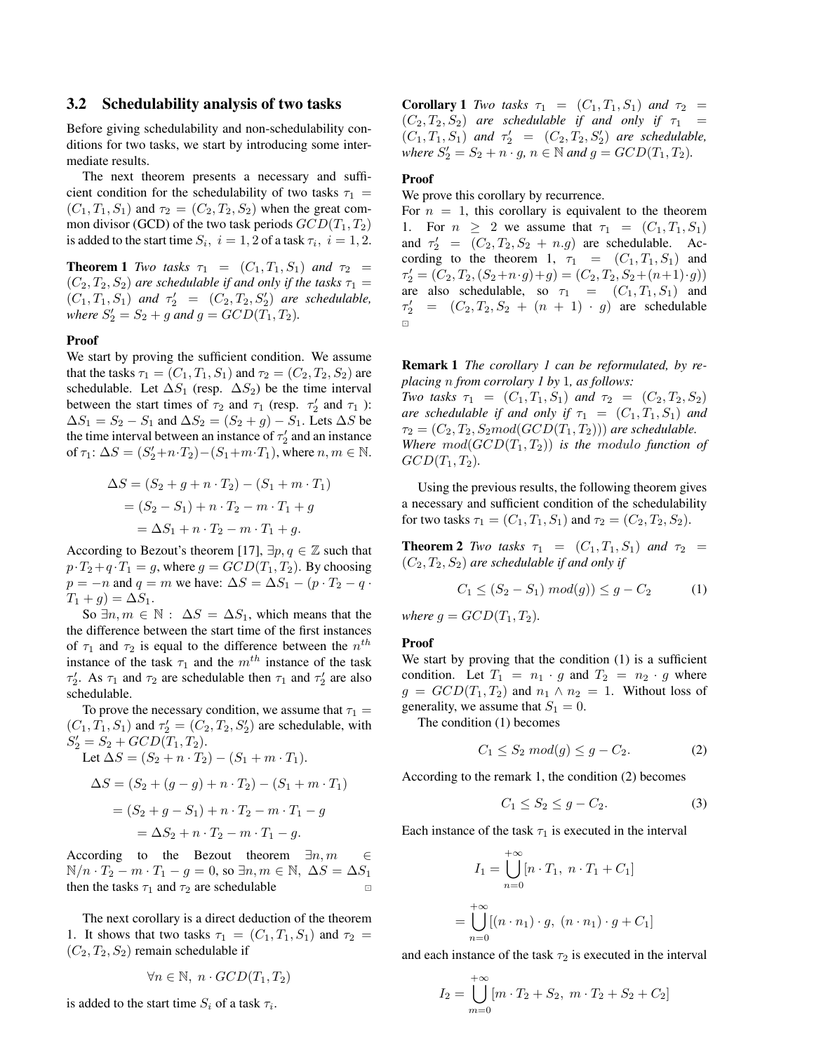### 3.2 Schedulability analysis of two tasks

Before giving schedulability and non-schedulability conditions for two tasks, we start by introducing some intermediate results.

The next theorem presents a necessary and sufficient condition for the schedulability of two tasks $\tau_1 = (C_1, T_1, S_1)$ and $\tau_2 = (C_2, T_2, S_2)$ when the great common divisor (GCD) of the two task periods $GCD(T_1, T_2)$ is added to the start time $S_i,\ i = 1, 2$ of a task $\tau_i,\ i = 1, 2$.

**Theorem 1** *Two tasks $\tau_1 = (C_1, T_1, S_1)$ and $\tau_2 = (C_2, T_2, S_2)$ are schedulable if and only if the tasks $\tau_1 = (C_1, T_1, S_1)$ and $\tau_2' = (C_2, T_2, S_2')$ are schedulable, where $S_2' = S_2 + g$ and $g = GCD(T_1, T_2)$.*

**Proof**

We start by proving the sufficient condition. We assume that the tasks $\tau_1 = (C_1, T_1, S_1)$ and $\tau_2 = (C_2, T_2, S_2)$ are schedulable. Let $\Delta S_1$ (resp. $\Delta S_2$) be the time interval between the start times of $\tau_2$ and $\tau_1$ (resp. $\tau_2'$ and $\tau_1$ ): $\Delta S_1 = S_2 - S_1$ and $\Delta S_2 = (S_2 + g) - S_1$. Lets $\Delta S$ be the time interval between an instance of $\tau_2'$ and an instance of $\tau_1$: $\Delta S = (S_2' + n \cdot T_2) - (S_1 + m \cdot T_1)$, where $n, m \in \mathbb{N}$.

$$\begin{aligned}\Delta S &= (S_2 + g + n \cdot T_2) - (S_1 + m \cdot T_1) \\ &= (S_2 - S_1) + n \cdot T_2 - m \cdot T_1 + g \\ &= \Delta S_1 + n \cdot T_2 - m \cdot T_1 + g.\end{aligned}$$

According to Bezout's theorem [17], $\exists p, q \in \mathbb{Z}$ such that $p \cdot T_2 + q \cdot T_1 = g$, where $g = GCD(T_1, T_2)$. By choosing $p = -n$ and $q = m$ we have: $\Delta S = \Delta S_1 - (p \cdot T_2 - q \cdot T_1 + g) = \Delta S_1$.

So $\exists n, m \in \mathbb{N} :\ \Delta S = \Delta S_1$, which means that the the difference between the start time of the first instances of $\tau_1$ and $\tau_2$ is equal to the difference between the $n^{th}$ instance of the task $\tau_1$ and the $m^{th}$ instance of the task $\tau_2'$. As $\tau_1$ and $\tau_2$ are schedulable then $\tau_1$ and $\tau_2'$ are also schedulable.

To prove the necessary condition, we assume that $\tau_1 = (C_1, T_1, S_1)$ and $\tau_2' = (C_2, T_2, S_2')$ are schedulable, with $S_2' = S_2 + GCD(T_1, T_2)$.

Let $\Delta S = (S_2 + n \cdot T_2) - (S_1 + m \cdot T_1)$.

$$\begin{aligned}\Delta S &= (S_2 + (g - g) + n \cdot T_2) - (S_1 + m \cdot T_1) \\ &= (S_2 + g - S_1) + n \cdot T_2 - m \cdot T_1 - g \\ &= \Delta S_2 + n \cdot T_2 - m \cdot T_1 - g.\end{aligned}$$

According to the Bezout theorem $\exists n, m \in \mathbb{N} / n \cdot T_2 - m \cdot T_1 - g = 0$, so $\exists n, m \in \mathbb{N},\ \Delta S = \Delta S_1$ then the tasks $\tau_1$ and $\tau_2$ are schedulable □

The next corollary is a direct deduction of the theorem 1. It shows that two tasks $\tau_1 = (C_1, T_1, S_1)$ and $\tau_2 = (C_2, T_2, S_2)$ remain schedulable if

$$\forall n \in \mathbb{N},\ n \cdot GCD(T_1, T_2)$$

is added to the start time $S_i$ of a task $\tau_i$.

**Corollary 1** *Two tasks $\tau_1 = (C_1, T_1, S_1)$ and $\tau_2 = (C_2, T_2, S_2)$ are schedulable if and only if $\tau_1 = (C_1, T_1, S_1)$ and $\tau_2' = (C_2, T_2, S_2')$ are schedulable, where $S_2' = S_2 + n \cdot g$, $n \in \mathbb{N}$ and $g = GCD(T_1, T_2)$.*

**Proof**

We prove this corollary by recurrence.

For $n = 1$, this corollary is equivalent to the theorem 1. For $n \geq 2$ we assume that $\tau_1 = (C_1, T_1, S_1)$ and $\tau_2' = (C_2, T_2, S_2 + n.g)$ are schedulable. According to the theorem 1, $\tau_1 = (C_1, T_1, S_1)$ and $\tau_2' = (C_2, T_2, (S_2 + n \cdot g) + g) = (C_2, T_2, S_2 + (n+1) \cdot g))$ are also schedulable, so $\tau_1 = (C_1, T_1, S_1)$ and $\tau_2' = (C_2, T_2, S_2 + (n + 1) \cdot g)$ are schedulable □

**Remark 1** *The corollary 1 can be reformulated, by replacing n from corrolary 1 by 1, as follows:*
*Two tasks $\tau_1 = (C_1, T_1, S_1)$ and $\tau_2 = (C_2, T_2, S_2)$ are schedulable if and only if $\tau_1 = (C_1, T_1, S_1)$ and $\tau_2 = (C_2, T_2, S_2 mod(GCD(T_1, T_2)))$ are schedulable.*
*Where $mod(GCD(T_1, T_2))$ is the modulo function of $GCD(T_1, T_2)$.*

Using the previous results, the following theorem gives a necessary and sufficient condition of the schedulability for two tasks $\tau_1 = (C_1, T_1, S_1)$ and $\tau_2 = (C_2, T_2, S_2)$.

**Theorem 2** *Two tasks $\tau_1 = (C_1, T_1, S_1)$ and $\tau_2 = (C_2, T_2, S_2)$ are schedulable if and only if*

$$C_1 \leq (S_2 - S_1)\ mod(g)) \leq g - C_2 \tag{1}$$

*where $g = GCD(T_1, T_2)$.*

**Proof**

We start by proving that the condition (1) is a sufficient condition. Let $T_1 = n_1 \cdot g$ and $T_2 = n_2 \cdot g$ where $g = GCD(T_1, T_2)$ and $n_1 \wedge n_2 = 1$. Without loss of generality, we assume that $S_1 = 0$.

The condition (1) becomes

$$C_1 \leq S_2\ mod(g) \leq g - C_2. \tag{2}$$

According to the remark 1, the condition (2) becomes

$$C_1 \leq S_2 \leq g - C_2. \tag{3}$$

Each instance of the task $\tau_1$ is executed in the interval

$$I_1 = \bigcup_{n=0}^{+\infty} [n \cdot T_1,\ n \cdot T_1 + C_1]$$

$$= \bigcup_{n=0}^{+\infty} [(n \cdot n_1) \cdot g,\ (n \cdot n_1) \cdot g + C_1]$$

and each instance of the task $\tau_2$ is executed in the interval

$$I_2 = \bigcup_{m=0}^{+\infty} [m \cdot T_2 + S_2,\ m \cdot T_2 + S_2 + C_2]$$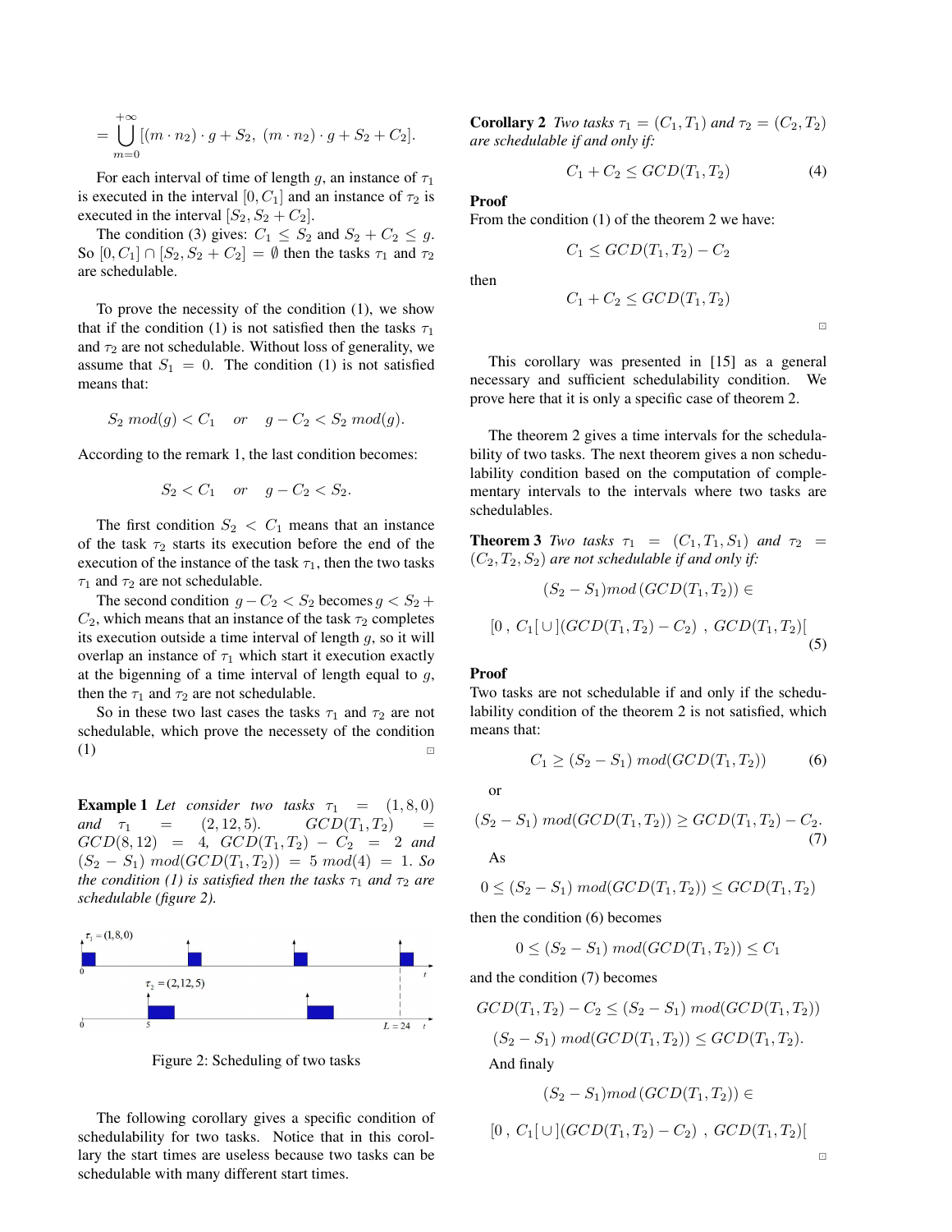$$= \bigcup_{m=0}^{+\infty} [(m \cdot n_2) \cdot g + S_2,\ (m \cdot n_2) \cdot g + S_2 + C_2].$$

For each interval of time of length $g$, an instance of $\tau_1$ is executed in the interval $[0, C_1]$ and an instance of $\tau_2$ is executed in the interval $[S_2, S_2 + C_2]$.

The condition (3) gives: $C_1 \leq S_2$ and $S_2 + C_2 \leq g$. So $[0, C_1] \cap [S_2, S_2 + C_2] = \emptyset$ then the tasks $\tau_1$ and $\tau_2$ are schedulable.

To prove the necessity of the condition (1), we show that if the condition (1) is not satisfied then the tasks $\tau_1$ and $\tau_2$ are not schedulable. Without loss of generality, we assume that $S_1 = 0$. The condition (1) is not satisfied means that:

$$S_2 \ mod(g) < C_1 \quad or \quad g - C_2 < S_2 \ mod(g).$$

According to the remark 1, the last condition becomes:

$$S_2 < C_1 \quad or \quad g - C_2 < S_2.$$

The first condition $S_2 < C_1$ means that an instance of the task $\tau_2$ starts its execution before the end of the execution of the instance of the task $\tau_1$, then the two tasks $\tau_1$ and $\tau_2$ are not schedulable.

The second condition $g - C_2 < S_2$ becomes $g < S_2 + C_2$, which means that an instance of the task $\tau_2$ completes its execution outside a time interval of length $g$, so it will overlap an instance of $\tau_1$ which start it execution exactly at the bigenning of a time interval of length equal to $g$, then the $\tau_1$ and $\tau_2$ are not schedulable.

So in these two last cases the tasks $\tau_1$ and $\tau_2$ are not schedulable, which prove the necessety of the condition (1) □

**Example 1** *Let consider two tasks $\tau_1 = (1, 8, 0)$ and $\tau_1 = (2, 12, 5)$. $GCD(T_1, T_2) = GCD(8, 12) = 4$, $GCD(T_1, T_2) - C_2 = 2$ and $(S_2 - S_1)\ mod(GCD(T_1, T_2)) = 5\ mod(4) = 1$. So the condition (1) is satisfied then the tasks $\tau_1$ and $\tau_2$ are schedulable (figure 2).*

Figure 2: Scheduling of two tasks

The following corollary gives a specific condition of schedulability for two tasks. Notice that in this corollary the start times are useless because two tasks can be schedulable with many different start times.

**Corollary 2** *Two tasks $\tau_1 = (C_1, T_1)$ and $\tau_2 = (C_2, T_2)$ are schedulable if and only if:*

$$C_1 + C_2 \leq GCD(T_1, T_2) \tag{4}$$

**Proof**
From the condition (1) of the theorem 2 we have:

$$C_1 \leq GCD(T_1, T_2) - C_2$$

then

$$C_1 + C_2 \leq GCD(T_1, T_2)$$

□

This corollary was presented in [15] as a general necessary and sufficient schedulability condition. We prove here that it is only a specific case of theorem 2.

The theorem 2 gives a time intervals for the schedulability of two tasks. The next theorem gives a non schedulability condition based on the computation of complementary intervals to the intervals where two tasks are schedulables.

**Theorem 3** *Two tasks $\tau_1 = (C_1, T_1, S_1)$ and $\tau_2 = (C_2, T_2, S_2)$ are not schedulable if and only if:*

$$(S_2 - S_1) mod\,(GCD(T_1, T_2)) \in$$

$$[0\ ,\ C_1[ \cup ](GCD(T_1, T_2) - C_2)\ ,\ GCD(T_1, T_2)[ \tag{5}$$

**Proof**
Two tasks are not schedulable if and only if the schedulability condition of the theorem 2 is not satisfied, which means that:

$$C_1 \geq (S_2 - S_1)\ mod(GCD(T_1, T_2)) \tag{6}$$

or

$$(S_2 - S_1)\ mod(GCD(T_1, T_2)) \geq GCD(T_1, T_2) - C_2. \tag{7}$$

As

$$0 \leq (S_2 - S_1)\ mod(GCD(T_1, T_2)) \leq GCD(T_1, T_2)$$

then the condition (6) becomes

$$0 \leq (S_2 - S_1)\ mod(GCD(T_1, T_2)) \leq C_1$$

and the condition (7) becomes

$$GCD(T_1, T_2) - C_2 \leq (S_2 - S_1)\ mod(GCD(T_1, T_2))$$

$$(S_2 - S_1)\ mod(GCD(T_1, T_2)) \leq GCD(T_1, T_2).$$

And finaly

$$(S_2 - S_1) mod\,(GCD(T_1, T_2)) \in$$

$$[0\ ,\ C_1[ \cup ](GCD(T_1, T_2) - C_2)\ ,\ GCD(T_1, T_2)[$$

□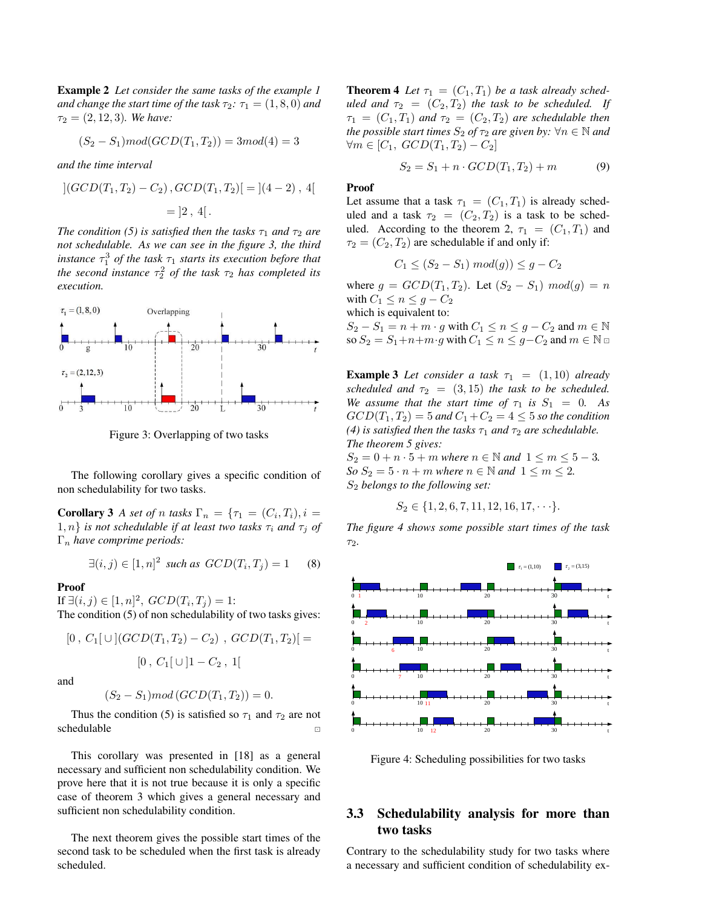**Example 2** *Let consider the same tasks of the example 1 and change the start time of the task $\tau_2$: $\tau_1 = (1, 8, 0)$ and $\tau_2 = (2, 12, 3)$. We have:*

$$(S_2 - S_1) mod(GCD(T_1, T_2)) = 3 mod(4) = 3$$

*and the time interval*

$$](GCD(T_1, T_2) - C_2) \, , GCD(T_1, T_2)[ = ](4 - 2) \, , \, 4[$$

$$= ]2 \, , \, 4[ \, .$$

*The condition (5) is satisfied then the tasks $\tau_1$ and $\tau_2$ are not schedulable. As we can see in the figure 3, the third instance $\tau_1^3$ of the task $\tau_1$ starts its execution before that the second instance $\tau_2^2$ of the task $\tau_2$ has completed its execution.*

Figure 3: Overlapping of two tasks

The following corollary gives a specific condition of non schedulability for two tasks.

**Corollary 3** *A set of $n$ tasks $\Gamma_n = \{\tau_1 = (C_i, T_i), i = 1, n\}$ is not schedulable if at least two tasks $\tau_i$ and $\tau_j$ of $\Gamma_n$ have comprime periods:*

$$\exists (i, j) \in [1, n]^2 \;\; such \; as \;\; GCD(T_i, T_j) = 1 \qquad (8)$$

**Proof**
If $\exists (i, j) \in [1, n]^2$, $GCD(T_i, T_j) = 1$:
The condition (5) of non schedulability of two tasks gives:

$$[0 \, , \, C_1[ \cup ](GCD(T_1, T_2) - C_2) \;\, , \, GCD(T_1, T_2)[ =$$

$$[0 \, , \, C_1[ \cup ]1 - C_2 \, , \, 1[$$

and

$$(S_2 - S_1) mod \left(GCD(T_1, T_2)\right) = 0.$$

Thus the condition (5) is satisfied so $\tau_1$ and $\tau_2$ are not schedulable ⊡

This corollary was presented in [18] as a general necessary and sufficient non schedulability condition. We prove here that it is not true because it is only a specific case of theorem 3 which gives a general necessary and sufficient non schedulability condition.

The next theorem gives the possible start times of the second task to be scheduled when the first task is already scheduled.

**Theorem 4** *Let $\tau_1 = (C_1, T_1)$ be a task already scheduled and $\tau_2 = (C_2, T_2)$ the task to be scheduled. If $\tau_1 = (C_1, T_1)$ and $\tau_2 = (C_2, T_2)$ are schedulable then the possible start times $S_2$ of $\tau_2$ are given by: $\forall n \in \mathbb{N}$ and $\forall m \in [C_1, \; GCD(T_1, T_2) - C_2]$*

$$S_2 = S_1 + n \cdot GCD(T_1, T_2) + m \qquad (9)$$

**Proof**
Let assume that a task $\tau_1 = (C_1, T_1)$ is already scheduled and a task $\tau_2 = (C_2, T_2)$ is a task to be scheduled. According to the theorem 2, $\tau_1 = (C_1, T_1)$ and $\tau_2 = (C_2, T_2)$ are schedulable if and only if:

$$C_1 \leq (S_2 - S_1) \; mod(g)) \leq g - C_2$$

where $g = GCD(T_1, T_2)$. Let $(S_2 - S_1) \; mod(g) = n$ with $C_1 \leq n \leq g - C_2$
which is equivalent to:
$S_2 - S_1 = n + m \cdot g$ with $C_1 \leq n \leq g - C_2$ and $m \in \mathbb{N}$
so $S_2 = S_1 + n + m \cdot g$ with $C_1 \leq n \leq g - C_2$ and $m \in \mathbb{N}$ ⊡

**Example 3** *Let consider a task $\tau_1 = (1, 10)$ already scheduled and $\tau_2 = (3, 15)$ the task to be scheduled. We assume that the start time of $\tau_1$ is $S_1 = 0$. As $GCD(T_1, T_2) = 5$ and $C_1 + C_2 = 4 \leq 5$ so the condition (4) is satisfied then the tasks $\tau_1$ and $\tau_2$ are schedulable. The theorem 5 gives:*
*$S_2 = 0 + n \cdot 5 + m$ where $n \in \mathbb{N}$ and $1 \leq m \leq 5 - 3$.*
*So $S_2 = 5 \cdot n + m$ where $n \in \mathbb{N}$ and $1 \leq m \leq 2$.*
*$S_2$ belongs to the following set:*

$$S_2 \in \{1, 2, 6, 7, 11, 12, 16, 17, \cdots\}.$$

*The figure 4 shows some possible start times of the task $\tau_2$.*

Figure 4: Scheduling possibilities for two tasks

## 3.3 Schedulability analysis for more than two tasks

Contrary to the schedulability study for two tasks where a necessary and sufficient condition of schedulability ex-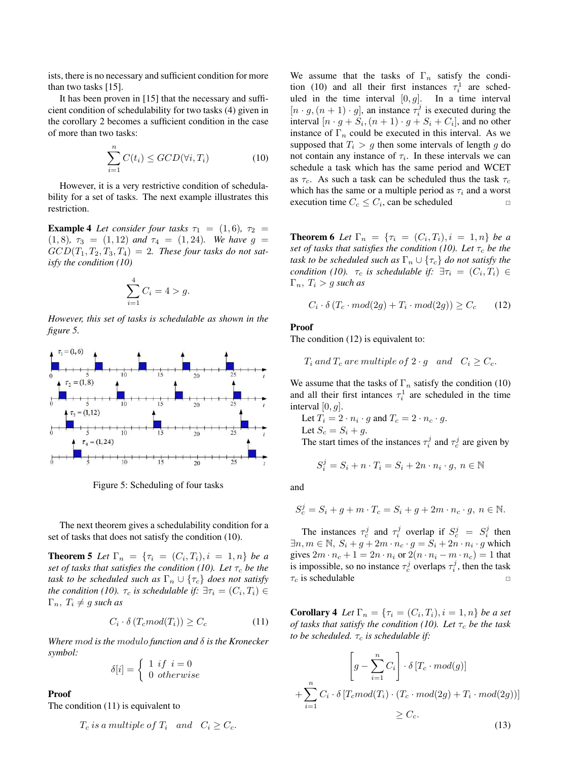ists, there is no necessary and sufficient condition for more than two tasks [15].

It has been proven in [15] that the necessary and sufficient condition of schedulability for two tasks (4) given in the corollary 2 becomes a sufficient condition in the case of more than two tasks:

$$\sum_{i=1}^{n} C(t_i) \leq GCD(\forall i, T_i) \tag{10}$$

However, it is a very restrictive condition of schedulability for a set of tasks. The next example illustrates this restriction.

**Example 4** *Let consider four tasks $\tau_1 = (1,6)$, $\tau_2 = (1,8)$, $\tau_3 = (1,12)$ and $\tau_4 = (1,24)$. We have $g = GCD(T_1, T_2, T_3, T_4) = 2$. These four tasks do not satisfy the condition (10)*

$$\sum_{i=1}^{4} C_i = 4 > g.$$

*However, this set of tasks is schedulable as shown in the figure 5.*

Figure 5: Scheduling of four tasks

The next theorem gives a schedulability condition for a set of tasks that does not satisfy the condition (10).

**Theorem 5** *Let $\Gamma_n = \{\tau_i = (C_i, T_i), i = 1, n\}$ be a set of tasks that satisfies the condition (10). Let $\tau_c$ be the task to be scheduled such as $\Gamma_n \cup \{\tau_c\}$ does not satisfy the condition (10). $\tau_c$ is schedulable if: $\exists \tau_i = (C_i, T_i) \in \Gamma_n$, $T_i \neq g$ such as*

$$C_i \cdot \delta\left(T_c mod(T_i)\right) \geq C_c \tag{11}$$

*Where $mod$ is the $modulo$ function and $\delta$ is the Kronecker symbol:*

$$\delta[i] = \begin{cases} 1 \ if \ i = 0 \\ 0 \ otherwise \end{cases}$$

**Proof**
The condition (11) is equivalent to

$$T_c \, is \, a \, multiple \, of \, T_i \quad and \quad C_i \geq C_c.$$

We assume that the tasks of $\Gamma_n$ satisfy the condition (10) and all their first instances $\tau_i^1$ are scheduled in the time interval $[0, g]$. In a time interval $[n \cdot g, (n+1) \cdot g]$, an instance $\tau_i^j$ is executed during the interval $[n \cdot g + S_i, (n+1) \cdot g + S_i + C_i]$, and no other instance of $\Gamma_n$ could be executed in this interval. As we supposed that $T_i > g$ then some intervals of length $g$ do not contain any instance of $\tau_i$. In these intervals we can schedule a task which has the same period and WCET as $\tau_c$. As such a task can be scheduled thus the task $\tau_c$ which has the same or a multiple period as $\tau_i$ and a worst execution time $C_c \leq C_i$, can be scheduled □

**Theorem 6** *Let $\Gamma_n = \{\tau_i = (C_i, T_i), i = 1, n\}$ be a set of tasks that satisfies the condition (10). Let $\tau_c$ be the task to be scheduled such as $\Gamma_n \cup \{\tau_c\}$ do not satisfy the condition (10). $\tau_c$ is schedulable if: $\exists \tau_i = (C_i, T_i) \in \Gamma_n$, $T_i > g$ such as*

$$C_i \cdot \delta\left(T_c \cdot mod(2g) + T_i \cdot mod(2g)\right) \geq C_c \tag{12}$$

**Proof**
The condition (12) is equivalent to:

$$T_i \, and \, T_c \, are \, multiple \, of \, 2 \cdot g \quad and \quad C_i \geq C_c.$$

We assume that the tasks of $\Gamma_n$ satisfy the condition (10) and all their first intances $\tau_i^1$ are scheduled in the time interval $[0, g]$.

Let $T_i = 2 \cdot n_i \cdot g$ and $T_c = 2 \cdot n_c \cdot g$.

Let $S_c = S_i + g$.

The start times of the instances $\tau_i^j$ and $\tau_c^j$ are given by

$$S_i^j = S_i + n \cdot T_i = S_i + 2n \cdot n_i \cdot g, \; n \in \mathbb{N}$$

and

$$S_c^j = S_i + g + m \cdot T_c = S_i + g + 2m \cdot n_c \cdot g, \; n \in \mathbb{N}.$$

The instances $\tau_c^j$ and $\tau_i^j$ overlap if $S_c^j = S_i^j$ then $\exists n, m \in \mathbb{N}$, $S_i + g + 2m \cdot n_c \cdot g = S_i + 2n \cdot n_i \cdot g$ which gives $2m \cdot n_c + 1 = 2n \cdot n_i$ or $2(n \cdot n_i - m \cdot n_c) = 1$ that is impossible, so no instance $\tau_c^j$ overlaps $\tau_i^j$, then the task $\tau_c$ is schedulable □

**Corollary 4** *Let $\Gamma_n = \{\tau_i = (C_i, T_i), i = 1, n\}$ be a set of tasks that satisfy the condition (10). Let $\tau_c$ be the task to be scheduled. $\tau_c$ is schedulable if:*

$$\left[g - \sum_{i=1}^{n} C_i\right] \cdot \delta\left[T_c \cdot mod(g)\right] + \sum_{i=1}^{n} C_i \cdot \delta\left[T_c mod(T_i) \cdot (T_c \cdot mod(2g) + T_i \cdot mod(2g))\right] \geq C_c. \tag{13}$$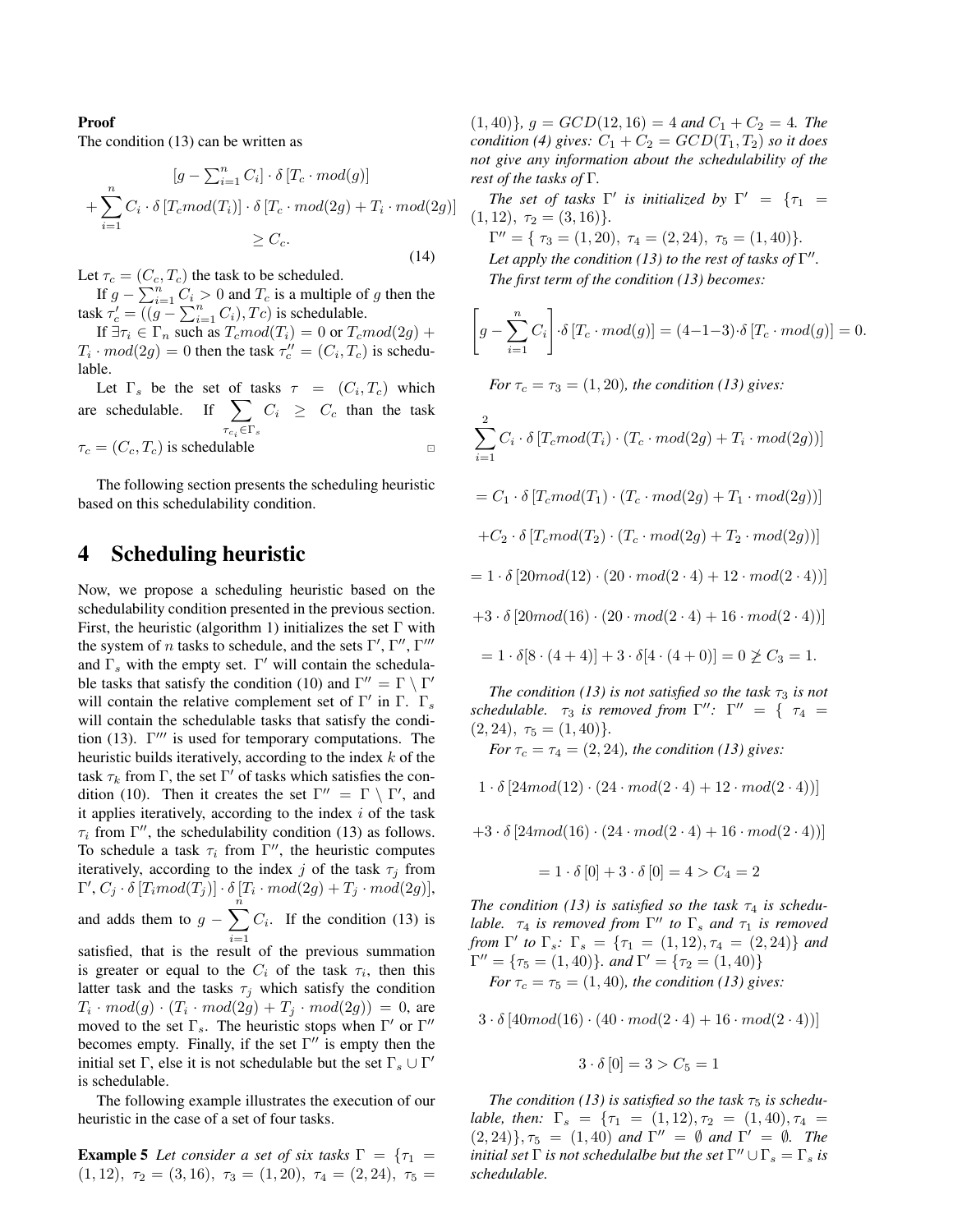**Proof**

The condition (13) can be written as

$$[g - \sum_{i=1}^{n} C_i] \cdot \delta\,[T_c \cdot mod(g)] + \sum_{i=1}^{n} C_i \cdot \delta\,[T_c mod(T_i)] \cdot \delta\,[T_c \cdot mod(2g) + T_i \cdot mod(2g)] \geq C_c. \tag{14}$$

Let $\tau_c = (C_c, T_c)$ the task to be scheduled.

If $g - \sum_{i=1}^{n} C_i > 0$ and $T_c$ is a multiple of $g$ then the task $\tau_c' = ((g - \sum_{i=1}^{n} C_i), Tc)$ is schedulable.

If $\exists \tau_i \in \Gamma_n$ such as $T_c mod(T_i) = 0$ or $T_c mod(2g) + T_i \cdot mod(2g) = 0$ then the task $\tau_c'' = (C_i, T_c)$ is schedulable.

Let $\Gamma_s$ be the set of tasks $\tau = (C_i, T_c)$ which are schedulable. If $\sum_{\tau_{c_i} \in \Gamma_s} C_i \geq C_c$ than the task $\tau_c = (C_c, T_c)$ is schedulable ⊡

The following section presents the scheduling heuristic based on this schedulability condition.

# 4 Scheduling heuristic

Now, we propose a scheduling heuristic based on the schedulability condition presented in the previous section. First, the heuristic (algorithm 1) initializes the set $\Gamma$ with the system of $n$ tasks to schedule, and the sets $\Gamma', \Gamma'', \Gamma'''$ and $\Gamma_s$ with the empty set. $\Gamma'$ will contain the schedulable tasks that satisfy the condition (10) and $\Gamma'' = \Gamma \setminus \Gamma'$ will contain the relative complement set of $\Gamma'$ in $\Gamma$. $\Gamma_s$ will contain the schedulable tasks that satisfy the condition (13). $\Gamma'''$ is used for temporary computations. The heuristic builds iteratively, according to the index $k$ of the task $\tau_k$ from $\Gamma$, the set $\Gamma'$ of tasks which satisfies the condition (10). Then it creates the set $\Gamma'' = \Gamma \setminus \Gamma'$, and it applies iteratively, according to the index $i$ of the task $\tau_i$ from $\Gamma''$, the schedulability condition (13) as follows. To schedule a task $\tau_i$ from $\Gamma''$, the heuristic computes iteratively, according to the index $j$ of the task $\tau_j$ from $\Gamma'$, $C_j \cdot \delta\,[T_i mod(T_j)] \cdot \delta\,[T_i \cdot mod(2g) + T_j \cdot mod(2g)]$, and adds them to $g - \sum_{i=1}^{n} C_i$. If the condition (13) is satisfied, that is the result of the previous summation is greater or equal to the $C_i$ of the task $\tau_i$, then this latter task and the tasks $\tau_j$ which satisfy the condition $T_i \cdot mod(g) \cdot (T_i \cdot mod(2g) + T_j \cdot mod(2g)) = 0$, are moved to the set $\Gamma_s$. The heuristic stops when $\Gamma'$ or $\Gamma''$ becomes empty. Finally, if the set $\Gamma''$ is empty then the initial set $\Gamma$, else it is not schedulable but the set $\Gamma_s \cup \Gamma'$ is schedulable.

The following example illustrates the execution of our heuristic in the case of a set of four tasks.

**Example 5** *Let consider a set of six tasks $\Gamma = \{\tau_1 = (1, 12),\ \tau_2 = (3, 16),\ \tau_3 = (1, 20),\ \tau_4 = (2, 24),\ \tau_5 = (1, 40)\}$, $g = GCD(12, 16) = 4$ and $C_1 + C_2 = 4$. The condition (4) gives: $C_1 + C_2 = GCD(T_1, T_2)$ so it does not give any information about the schedulability of the rest of the tasks of $\Gamma$.*

*The set of tasks $\Gamma'$ is initialized by $\Gamma' = \{\tau_1 = (1, 12),\ \tau_2 = (3, 16)\}$.*

$\Gamma'' = \{\ \tau_3 = (1, 20),\ \tau_4 = (2, 24),\ \tau_5 = (1, 40)\}$.

*Let apply the condition (13) to the rest of tasks of $\Gamma''$.*

*The first term of the condition (13) becomes:*

$$\left[g - \sum_{i=1}^{n} C_i\right] \cdot \delta\,[T_c \cdot mod(g)] = (4 - 1 - 3) \cdot \delta\,[T_c \cdot mod(g)] = 0.$$

*For $\tau_c = \tau_3 = (1, 20)$, the condition (13) gives:*

$$\sum_{i=1}^{2} C_i \cdot \delta\,[T_c mod(T_i) \cdot (T_c \cdot mod(2g) + T_i \cdot mod(2g))]$$

$$= C_1 \cdot \delta\,[T_c mod(T_1) \cdot (T_c \cdot mod(2g) + T_1 \cdot mod(2g))]$$

$$+ C_2 \cdot \delta\,[T_c mod(T_2) \cdot (T_c \cdot mod(2g) + T_2 \cdot mod(2g))]$$

$$= 1 \cdot \delta\,[20 mod(12) \cdot (20 \cdot mod(2 \cdot 4) + 12 \cdot mod(2 \cdot 4))]$$

$$+ 3 \cdot \delta\,[20 mod(16) \cdot (20 \cdot mod(2 \cdot 4) + 16 \cdot mod(2 \cdot 4))]$$

$$= 1 \cdot \delta[8 \cdot (4 + 4)] + 3 \cdot \delta[4 \cdot (4 + 0)] = 0 \ngeq C_3 = 1.$$

*The condition (13) is not satisfied so the task $\tau_3$ is not schedulable. $\tau_3$ is removed from $\Gamma''$: $\Gamma'' = \{\ \tau_4 = (2, 24),\ \tau_5 = (1, 40)\}$.*

*For $\tau_c = \tau_4 = (2, 24)$, the condition (13) gives:*

$$1 \cdot \delta\,[24 mod(12) \cdot (24 \cdot mod(2 \cdot 4) + 12 \cdot mod(2 \cdot 4))]$$

$$+ 3 \cdot \delta\,[24 mod(16) \cdot (24 \cdot mod(2 \cdot 4) + 16 \cdot mod(2 \cdot 4))]$$

$$= 1 \cdot \delta\,[0] + 3 \cdot \delta\,[0] = 4 > C_4 = 2$$

*The condition (13) is satisfied so the task $\tau_4$ is schedulable. $\tau_4$ is removed from $\Gamma''$ to $\Gamma_s$ and $\tau_1$ is removed from $\Gamma'$ to $\Gamma_s$: $\Gamma_s = \{\tau_1 = (1, 12), \tau_4 = (2, 24)\}$ and $\Gamma'' = \{\tau_5 = (1, 40)\}$. and $\Gamma' = \{\tau_2 = (1, 40)\}$*

*For $\tau_c = \tau_5 = (1, 40)$, the condition (13) gives:*

$$3 \cdot \delta\,[40 mod(16) \cdot (40 \cdot mod(2 \cdot 4) + 16 \cdot mod(2 \cdot 4))]$$

$$3 \cdot \delta\,[0] = 3 > C_5 = 1$$

*The condition (13) is satisfied so the task $\tau_5$ is schedulable, then: $\Gamma_s = \{\tau_1 = (1, 12), \tau_2 = (1, 40), \tau_4 = (2, 24)\}, \tau_5 = (1, 40)$ and $\Gamma'' = \emptyset$ and $\Gamma' = \emptyset$. The initial set $\Gamma$ is not schedulalbe but the set $\Gamma'' \cup \Gamma_s = \Gamma_s$ is schedulable.*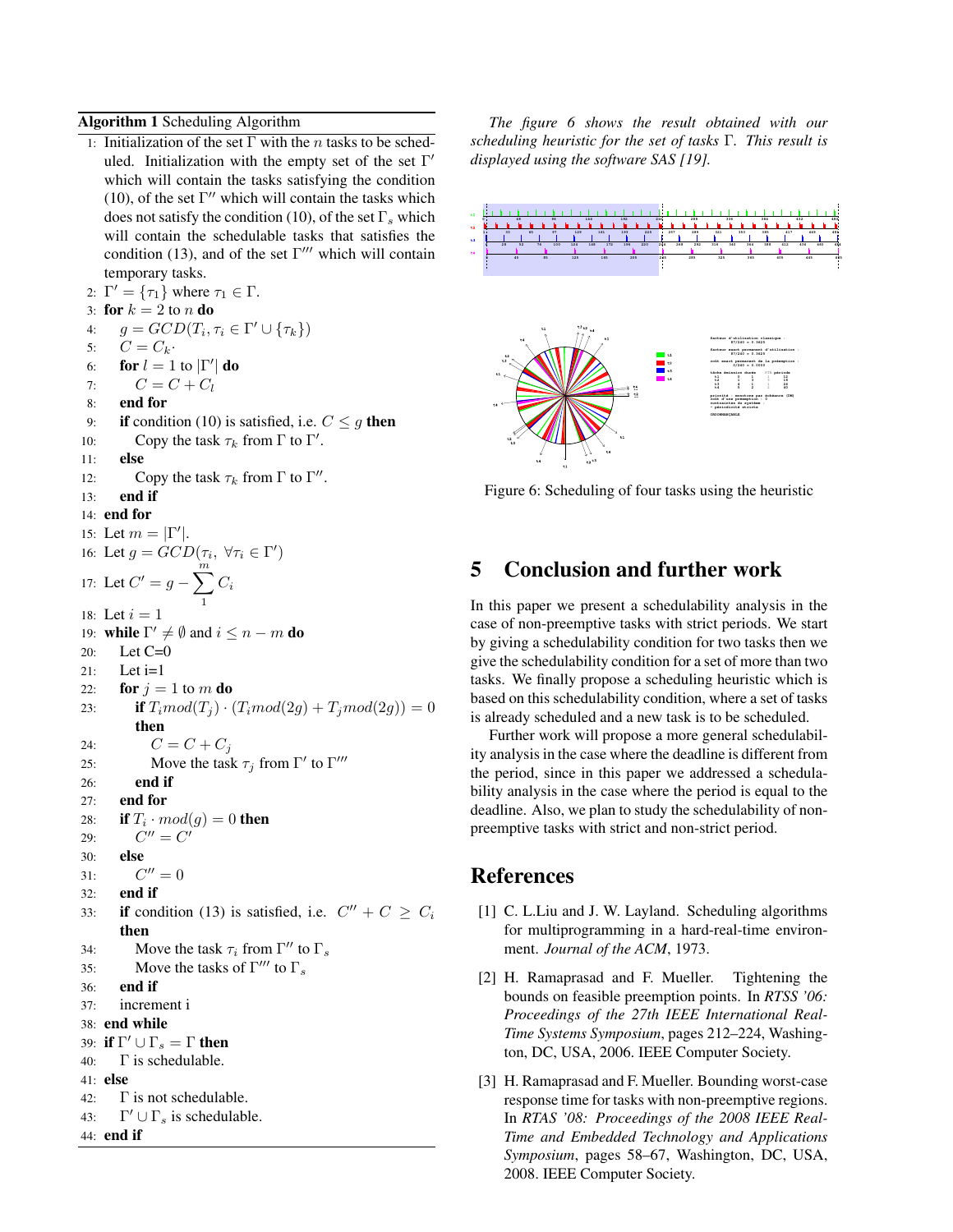**Algorithm 1** Scheduling Algorithm

1: Initialization of the set $\Gamma$ with the $n$ tasks to be scheduled. Initialization with the empty set of the set $\Gamma'$ which will contain the tasks satisfying the condition (10), of the set $\Gamma''$ which will contain the tasks which does not satisfy the condition (10), of the set $\Gamma_s$ which will contain the schedulable tasks that satisfies the condition (13), and of the set $\Gamma'''$ which will contain temporary tasks.
2: $\Gamma' = \{\tau_1\}$ where $\tau_1 \in \Gamma$.
3: **for** $k = 2$ to $n$ **do**
4: $\quad g = GCD(T_i, \tau_i \in \Gamma' \cup \{\tau_k\})$
5: $\quad C = C_k$.
6: $\quad$ **for** $l = 1$ to $|\Gamma'|$ **do**
7: $\quad\quad C = C + C_l$
8: $\quad$ **end for**
9: $\quad$ **if** condition (10) is satisfied, i.e. $C \leq g$ **then**
10: $\quad\quad$ Copy the task $\tau_k$ from $\Gamma$ to $\Gamma'$.
11: $\quad$ **else**
12: $\quad\quad$ Copy the task $\tau_k$ from $\Gamma$ to $\Gamma''$.
13: $\quad$ **end if**
14: **end for**
15: Let $m = |\Gamma'|$.
16: Let $g = GCD(\tau_i, \ \forall \tau_i \in \Gamma')$
17: Let $C' = g - \sum_{1}^{m} C_i$
18: Let $i = 1$
19: **while** $\Gamma' \neq \emptyset$ and $i \leq n - m$ **do**
20: $\quad$ Let C=0
21: $\quad$ Let i=1
22: $\quad$ **for** $j = 1$ to $m$ **do**
23: $\quad\quad$ **if** $T_i mod(T_j) \cdot (T_i mod(2g) + T_j mod(2g)) = 0$ **then**
24: $\quad\quad\quad C = C + C_j$
25: $\quad\quad\quad$ Move the task $\tau_j$ from $\Gamma'$ to $\Gamma'''$
26: $\quad\quad$ **end if**
27: $\quad$ **end for**
28: $\quad$ **if** $T_i \cdot mod(g) = 0$ **then**
29: $\quad\quad C'' = C'$
30: $\quad$ **else**
31: $\quad\quad C'' = 0$
32: $\quad$ **end if**
33: $\quad$ **if** condition (13) is satisfied, i.e. $C'' + C \geq C_i$ **then**
34: $\quad\quad$ Move the task $\tau_i$ from $\Gamma''$ to $\Gamma_s$
35: $\quad\quad$ Move the tasks of $\Gamma'''$ to $\Gamma_s$
36: $\quad$ **end if**
37: $\quad$ increment i
38: **end while**
39: **if** $\Gamma' \cup \Gamma_s = \Gamma$ **then**
40: $\quad \Gamma$ is schedulable.
41: **else**
42: $\quad \Gamma$ is not schedulable.
43: $\quad \Gamma' \cup \Gamma_s$ is schedulable.
44: **end if**

*The figure 6 shows the result obtained with our scheduling heuristic for the set of tasks $\Gamma$. This result is displayed using the software SAS [19].*

Figure 6: Scheduling of four tasks using the heuristic

## 5 Conclusion and further work

In this paper we present a schedulability analysis in the case of non-preemptive tasks with strict periods. We start by giving a schedulability condition for two tasks then we give the schedulability condition for a set of more than two tasks. We finally propose a scheduling heuristic which is based on this schedulability condition, where a set of tasks is already scheduled and a new task is to be scheduled.

Further work will propose a more general schedulability analysis in the case where the deadline is different from the period, since in this paper we addressed a schedulability analysis in the case where the period is equal to the deadline. Also, we plan to study the schedulability of non-preemptive tasks with strict and non-strict period.

## References

[1] C. L.Liu and J. W. Layland. Scheduling algorithms for multiprogramming in a hard-real-time environment. *Journal of the ACM*, 1973.

[2] H. Ramaprasad and F. Mueller. Tightening the bounds on feasible preemption points. In *RTSS '06: Proceedings of the 27th IEEE International Real-Time Systems Symposium*, pages 212–224, Washington, DC, USA, 2006. IEEE Computer Society.

[3] H. Ramaprasad and F. Mueller. Bounding worst-case response time for tasks with non-preemptive regions. In *RTAS '08: Proceedings of the 2008 IEEE Real-Time and Embedded Technology and Applications Symposium*, pages 58–67, Washington, DC, USA, 2008. IEEE Computer Society.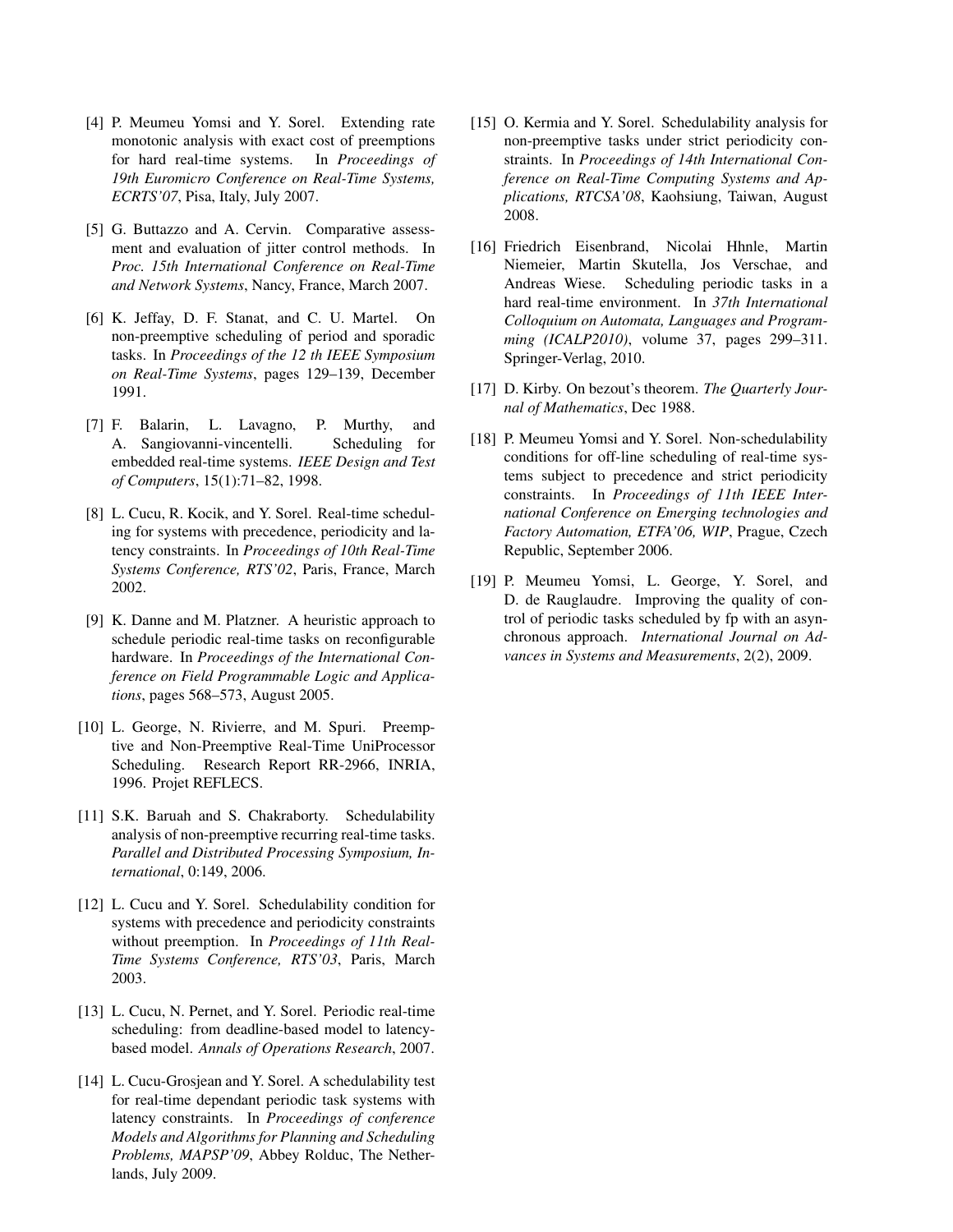[4] P. Meumeu Yomsi and Y. Sorel. Extending rate monotonic analysis with exact cost of preemptions for hard real-time systems. In *Proceedings of 19th Euromicro Conference on Real-Time Systems, ECRTS'07*, Pisa, Italy, July 2007.

[5] G. Buttazzo and A. Cervin. Comparative assessment and evaluation of jitter control methods. In *Proc. 15th International Conference on Real-Time and Network Systems*, Nancy, France, March 2007.

[6] K. Jeffay, D. F. Stanat, and C. U. Martel. On non-preemptive scheduling of period and sporadic tasks. In *Proceedings of the 12 th IEEE Symposium on Real-Time Systems*, pages 129–139, December 1991.

[7] F. Balarin, L. Lavagno, P. Murthy, and A. Sangiovanni-vincentelli. Scheduling for embedded real-time systems. *IEEE Design and Test of Computers*, 15(1):71–82, 1998.

[8] L. Cucu, R. Kocik, and Y. Sorel. Real-time scheduling for systems with precedence, periodicity and latency constraints. In *Proceedings of 10th Real-Time Systems Conference, RTS'02*, Paris, France, March 2002.

[9] K. Danne and M. Platzner. A heuristic approach to schedule periodic real-time tasks on reconfigurable hardware. In *Proceedings of the International Conference on Field Programmable Logic and Applications*, pages 568–573, August 2005.

[10] L. George, N. Rivierre, and M. Spuri. Preemptive and Non-Preemptive Real-Time UniProcessor Scheduling. Research Report RR-2966, INRIA, 1996. Projet REFLECS.

[11] S.K. Baruah and S. Chakraborty. Schedulability analysis of non-preemptive recurring real-time tasks. *Parallel and Distributed Processing Symposium, International*, 0:149, 2006.

[12] L. Cucu and Y. Sorel. Schedulability condition for systems with precedence and periodicity constraints without preemption. In *Proceedings of 11th Real-Time Systems Conference, RTS'03*, Paris, March 2003.

[13] L. Cucu, N. Pernet, and Y. Sorel. Periodic real-time scheduling: from deadline-based model to latency-based model. *Annals of Operations Research*, 2007.

[14] L. Cucu-Grosjean and Y. Sorel. A schedulability test for real-time dependant periodic task systems with latency constraints. In *Proceedings of conference Models and Algorithms for Planning and Scheduling Problems, MAPSP'09*, Abbey Rolduc, The Netherlands, July 2009.

[15] O. Kermia and Y. Sorel. Schedulability analysis for non-preemptive tasks under strict periodicity constraints. In *Proceedings of 14th International Conference on Real-Time Computing Systems and Applications, RTCSA'08*, Kaohsiung, Taiwan, August 2008.

[16] Friedrich Eisenbrand, Nicolai Hhnle, Martin Niemeier, Martin Skutella, Jos Verschae, and Andreas Wiese. Scheduling periodic tasks in a hard real-time environment. In *37th International Colloquium on Automata, Languages and Programming (ICALP2010)*, volume 37, pages 299–311. Springer-Verlag, 2010.

[17] D. Kirby. On bezout's theorem. *The Quarterly Journal of Mathematics*, Dec 1988.

[18] P. Meumeu Yomsi and Y. Sorel. Non-schedulability conditions for off-line scheduling of real-time systems subject to precedence and strict periodicity constraints. In *Proceedings of 11th IEEE International Conference on Emerging technologies and Factory Automation, ETFA'06, WIP*, Prague, Czech Republic, September 2006.

[19] P. Meumeu Yomsi, L. George, Y. Sorel, and D. de Rauglaudre. Improving the quality of control of periodic tasks scheduled by fp with an asynchronous approach. *International Journal on Advances in Systems and Measurements*, 2(2), 2009.